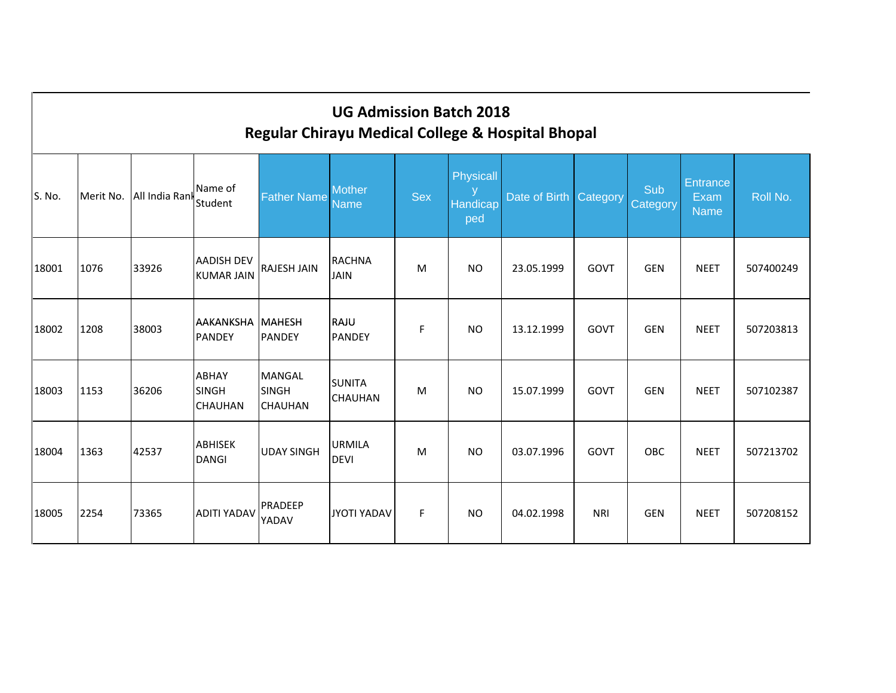## UG Admission Batch 2018

## Regular Chirayu Medical College & Hospital Bhopal

| S. No. | Merit No. | All India Rank | Name of Student | Father Name | Mother Name | Sex | Physically Handicapped | Date of Birth | Category | Sub Category | Entrance Exam Name | Roll No. |
|---|---|---|---|---|---|---|---|---|---|---|---|---|
| 18001 | 1076 | 33926 | AADISH DEV KUMAR JAIN | RAJESH JAIN | RACHNA JAIN | M | NO | 23.05.1999 | GOVT | GEN | NEET | 507400249 |
| 18002 | 1208 | 38003 | AAKANKSHA PANDEY | MAHESH PANDEY | RAJU PANDEY | F | NO | 13.12.1999 | GOVT | GEN | NEET | 507203813 |
| 18003 | 1153 | 36206 | ABHAY SINGH CHAUHAN | MANGAL SINGH CHAUHAN | SUNITA CHAUHAN | M | NO | 15.07.1999 | GOVT | GEN | NEET | 507102387 |
| 18004 | 1363 | 42537 | ABHISEK DANGI | UDAY SINGH | URMILA DEVI | M | NO | 03.07.1996 | GOVT | OBC | NEET | 507213702 |
| 18005 | 2254 | 73365 | ADITI YADAV | PRADEEP YADAV | JYOTI YADAV | F | NO | 04.02.1998 | NRI | GEN | NEET | 507208152 |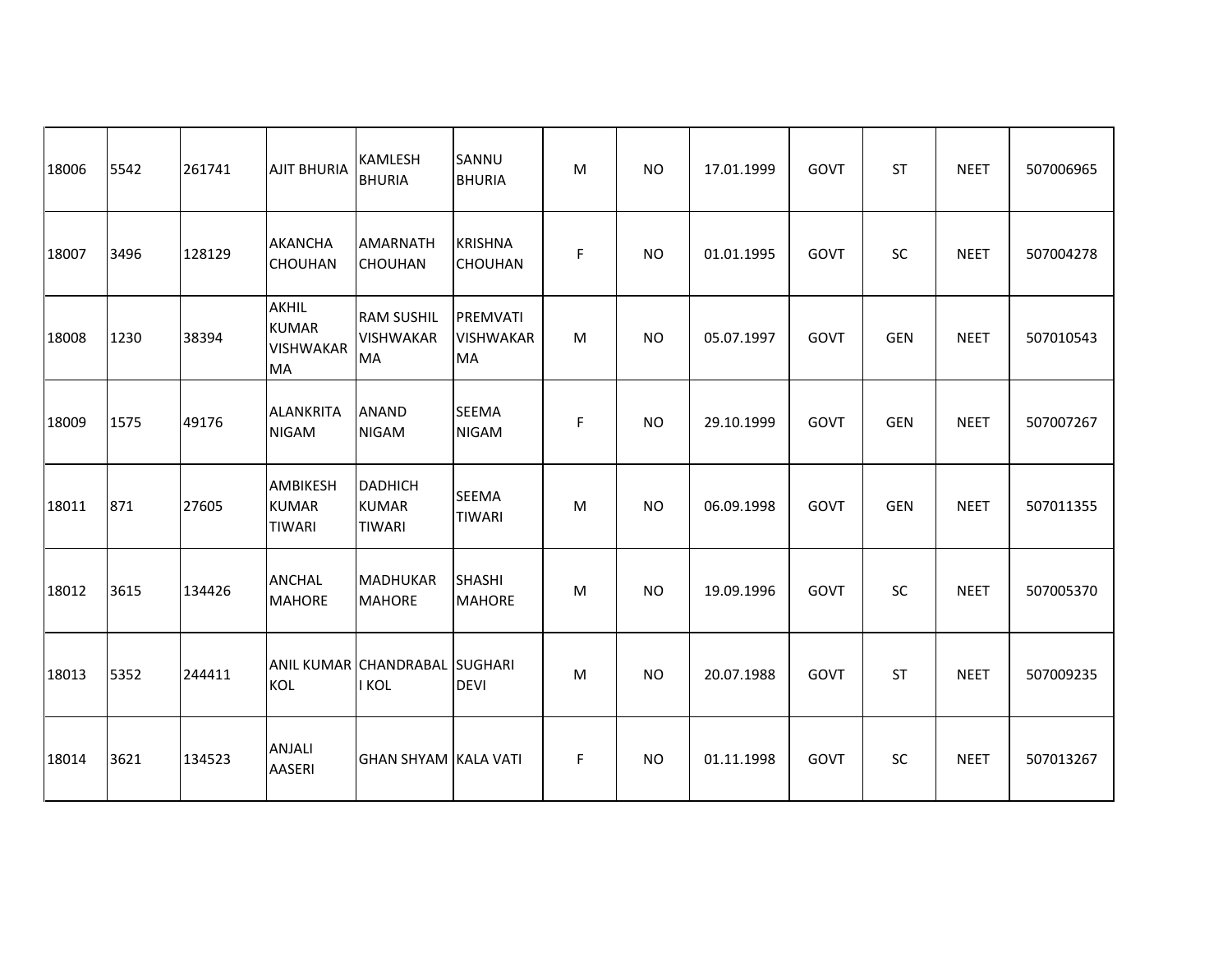| | | | | | | | | | | | | |
|---|---|---|---|---|---|---|---|---|---|---|---|---|
| 18006 | 5542 | 261741 | AJIT BHURIA | KAMLESH BHURIA | SANNU BHURIA | M | NO | 17.01.1999 | GOVT | ST | NEET | 507006965 |
| 18007 | 3496 | 128129 | AKANCHA CHOUHAN | AMARNATH CHOUHAN | KRISHNA CHOUHAN | F | NO | 01.01.1995 | GOVT | SC | NEET | 507004278 |
| 18008 | 1230 | 38394 | AKHIL KUMAR VISHWAKARMA | RAM SUSHIL VISHWAKARMA | PREMVATI VISHWAKARMA | M | NO | 05.07.1997 | GOVT | GEN | NEET | 507010543 |
| 18009 | 1575 | 49176 | ALANKRITA NIGAM | ANAND NIGAM | SEEMA NIGAM | F | NO | 29.10.1999 | GOVT | GEN | NEET | 507007267 |
| 18011 | 871 | 27605 | AMBIKESH KUMAR TIWARI | DADHICH KUMAR TIWARI | SEEMA TIWARI | M | NO | 06.09.1998 | GOVT | GEN | NEET | 507011355 |
| 18012 | 3615 | 134426 | ANCHAL MAHORE | MADHUKAR MAHORE | SHASHI MAHORE | M | NO | 19.09.1996 | GOVT | SC | NEET | 507005370 |
| 18013 | 5352 | 244411 | ANIL KUMAR KOL | CHANDRABALI KOL | SUGHARI DEVI | M | NO | 20.07.1988 | GOVT | ST | NEET | 507009235 |
| 18014 | 3621 | 134523 | ANJALI AASERI | GHAN SHYAM | KALA VATI | F | NO | 01.11.1998 | GOVT | SC | NEET | 507013267 |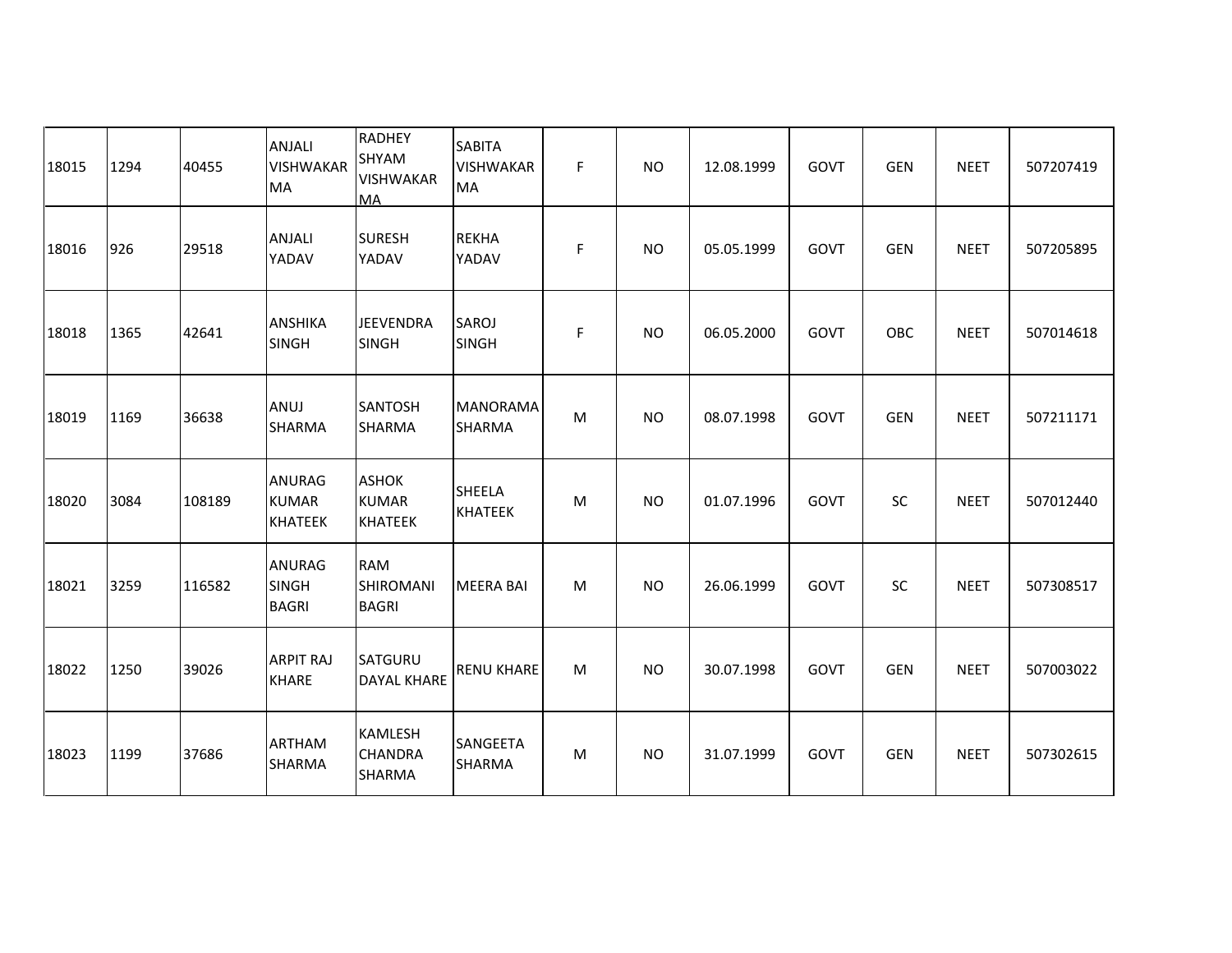| | | | | | | | | | | | | |
|---|---|---|---|---|---|---|---|---|---|---|---|---|
| 18015 | 1294 | 40455 | ANJALI VISHWAKARMA | RADHEY SHYAM VISHWAKARMA | SABITA VISHWAKARMA | F | NO | 12.08.1999 | GOVT | GEN | NEET | 507207419 |
| 18016 | 926 | 29518 | ANJALI YADAV | SURESH YADAV | REKHA YADAV | F | NO | 05.05.1999 | GOVT | GEN | NEET | 507205895 |
| 18018 | 1365 | 42641 | ANSHIKA SINGH | JEEVENDRA SINGH | SAROJ SINGH | F | NO | 06.05.2000 | GOVT | OBC | NEET | 507014618 |
| 18019 | 1169 | 36638 | ANUJ SHARMA | SANTOSH SHARMA | MANORAMA SHARMA | M | NO | 08.07.1998 | GOVT | GEN | NEET | 507211171 |
| 18020 | 3084 | 108189 | ANURAG KUMAR KHATEEK | ASHOK KUMAR KHATEEK | SHEELA KHATEEK | M | NO | 01.07.1996 | GOVT | SC | NEET | 507012440 |
| 18021 | 3259 | 116582 | ANURAG SINGH BAGRI | RAM SHIROMANI BAGRI | MEERA BAI | M | NO | 26.06.1999 | GOVT | SC | NEET | 507308517 |
| 18022 | 1250 | 39026 | ARPIT RAJ KHARE | SATGURU DAYAL KHARE | RENU KHARE | M | NO | 30.07.1998 | GOVT | GEN | NEET | 507003022 |
| 18023 | 1199 | 37686 | ARTHAM SHARMA | KAMLESH CHANDRA SHARMA | SANGEETA SHARMA | M | NO | 31.07.1999 | GOVT | GEN | NEET | 507302615 |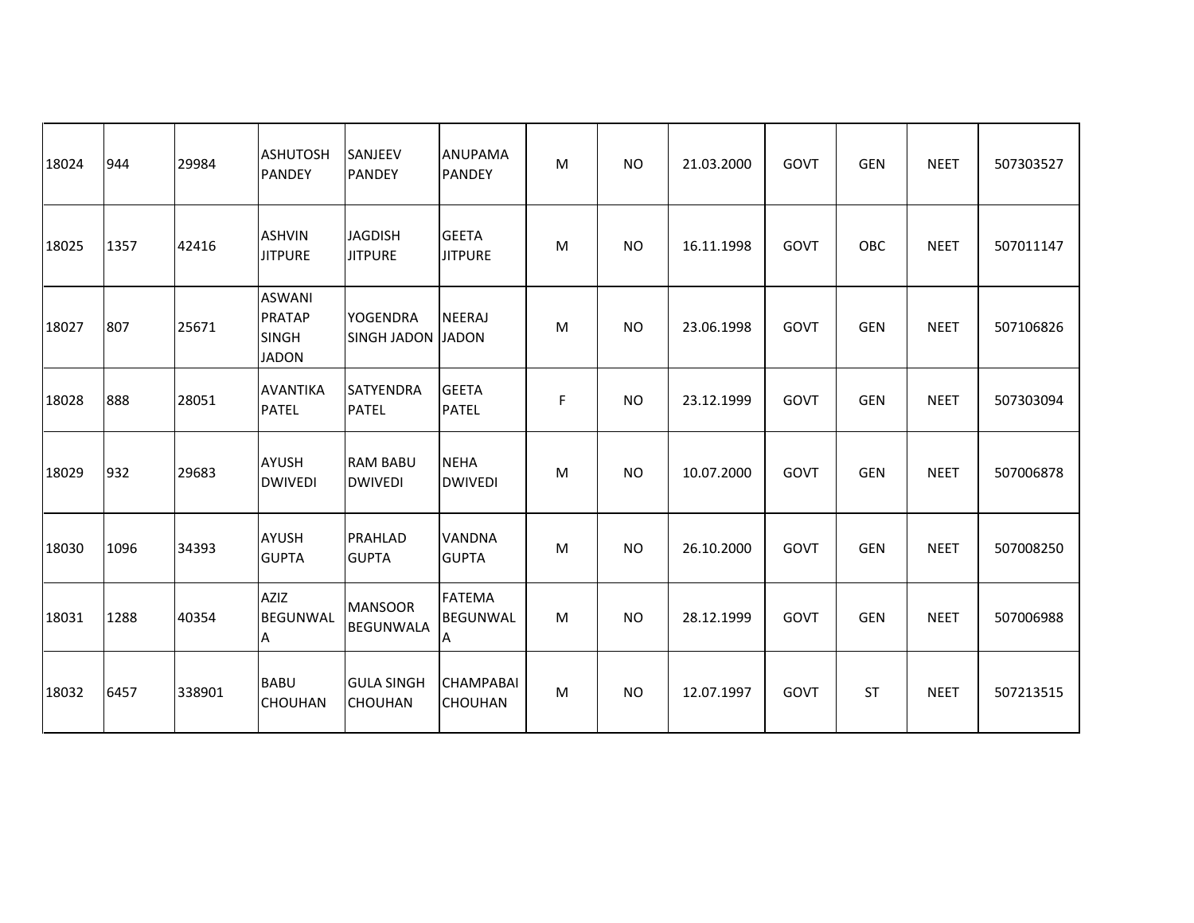| | | | | | | | | | | | | |
|---|---|---|---|---|---|---|---|---|---|---|---|---|
| 18024 | 944 | 29984 | ASHUTOSH PANDEY | SANJEEV PANDEY | ANUPAMA PANDEY | M | NO | 21.03.2000 | GOVT | GEN | NEET | 507303527 |
| 18025 | 1357 | 42416 | ASHVIN JITPURE | JAGDISH JITPURE | GEETA JITPURE | M | NO | 16.11.1998 | GOVT | OBC | NEET | 507011147 |
| 18027 | 807 | 25671 | ASWANI PRATAP SINGH JADON | YOGENDRA SINGH JADON | NEERAJ JADON | M | NO | 23.06.1998 | GOVT | GEN | NEET | 507106826 |
| 18028 | 888 | 28051 | AVANTIKA PATEL | SATYENDRA PATEL | GEETA PATEL | F | NO | 23.12.1999 | GOVT | GEN | NEET | 507303094 |
| 18029 | 932 | 29683 | AYUSH DWIVEDI | RAM BABU DWIVEDI | NEHA DWIVEDI | M | NO | 10.07.2000 | GOVT | GEN | NEET | 507006878 |
| 18030 | 1096 | 34393 | AYUSH GUPTA | PRAHLAD GUPTA | VANDNA GUPTA | M | NO | 26.10.2000 | GOVT | GEN | NEET | 507008250 |
| 18031 | 1288 | 40354 | AZIZ BEGUNWALA | MANSOOR BEGUNWALA | FATEMA BEGUNWALA | M | NO | 28.12.1999 | GOVT | GEN | NEET | 507006988 |
| 18032 | 6457 | 338901 | BABU CHOUHAN | GULA SINGH CHOUHAN | CHAMPABAI CHOUHAN | M | NO | 12.07.1997 | GOVT | ST | NEET | 507213515 |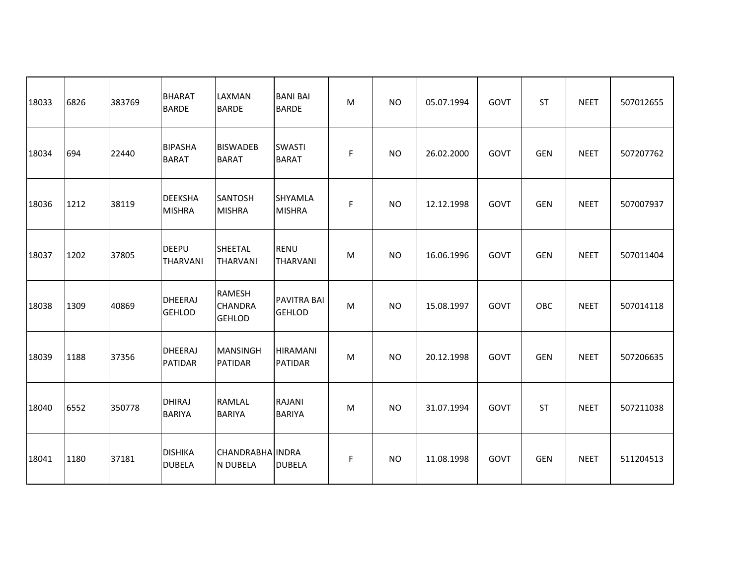| | | | | | | | | | | | | |
|---|---|---|---|---|---|---|---|---|---|---|---|---|
| 18033 | 6826 | 383769 | BHARAT BARDE | LAXMAN BARDE | BANI BAI BARDE | M | NO | 05.07.1994 | GOVT | ST | NEET | 507012655 |
| 18034 | 694 | 22440 | BIPASHA BARAT | BISWADEB BARAT | SWASTI BARAT | F | NO | 26.02.2000 | GOVT | GEN | NEET | 507207762 |
| 18036 | 1212 | 38119 | DEEKSHA MISHRA | SANTOSH MISHRA | SHYAMLA MISHRA | F | NO | 12.12.1998 | GOVT | GEN | NEET | 507007937 |
| 18037 | 1202 | 37805 | DEEPU THARVANI | SHEETAL THARVANI | RENU THARVANI | M | NO | 16.06.1996 | GOVT | GEN | NEET | 507011404 |
| 18038 | 1309 | 40869 | DHEERAJ GEHLOD | RAMESH CHANDRA GEHLOD | PAVITRA BAI GEHLOD | M | NO | 15.08.1997 | GOVT | OBC | NEET | 507014118 |
| 18039 | 1188 | 37356 | DHEERAJ PATIDAR | MANSINGH PATIDAR | HIRAMANI PATIDAR | M | NO | 20.12.1998 | GOVT | GEN | NEET | 507206635 |
| 18040 | 6552 | 350778 | DHIRAJ BARIYA | RAMLAL BARIYA | RAJANI BARIYA | M | NO | 31.07.1994 | GOVT | ST | NEET | 507211038 |
| 18041 | 1180 | 37181 | DISHIKA DUBELA | CHANDRABHAN DUBELA | INDRA DUBELA | F | NO | 11.08.1998 | GOVT | GEN | NEET | 511204513 |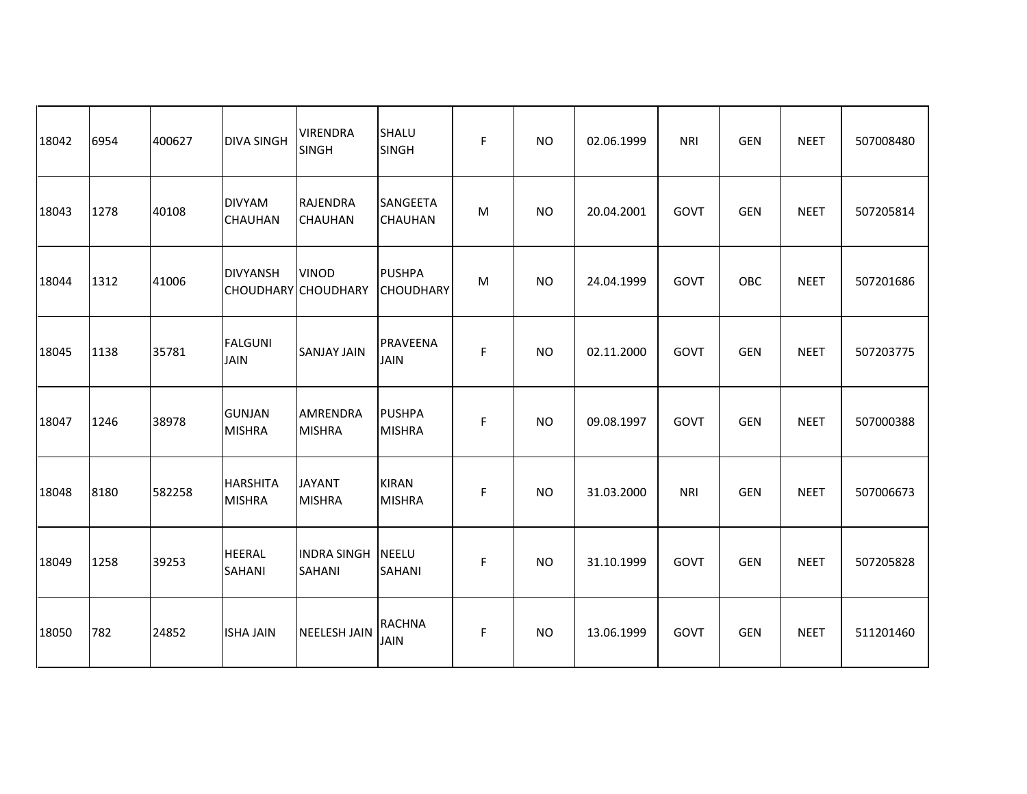| | | | | | | | | | | | | |
|---|---|---|---|---|---|---|---|---|---|---|---|---|
| 18042 | 6954 | 400627 | DIVA SINGH | VIRENDRA SINGH | SHALU SINGH | F | NO | 02.06.1999 | NRI | GEN | NEET | 507008480 |
| 18043 | 1278 | 40108 | DIVYAM CHAUHAN | RAJENDRA CHAUHAN | SANGEETA CHAUHAN | M | NO | 20.04.2001 | GOVT | GEN | NEET | 507205814 |
| 18044 | 1312 | 41006 | DIVYANSH CHOUDHARY | VINOD CHOUDHARY | PUSHPA CHOUDHARY | M | NO | 24.04.1999 | GOVT | OBC | NEET | 507201686 |
| 18045 | 1138 | 35781 | FALGUNI JAIN | SANJAY JAIN | PRAVEENA JAIN | F | NO | 02.11.2000 | GOVT | GEN | NEET | 507203775 |
| 18047 | 1246 | 38978 | GUNJAN MISHRA | AMRENDRA MISHRA | PUSHPA MISHRA | F | NO | 09.08.1997 | GOVT | GEN | NEET | 507000388 |
| 18048 | 8180 | 582258 | HARSHITA MISHRA | JAYANT MISHRA | KIRAN MISHRA | F | NO | 31.03.2000 | NRI | GEN | NEET | 507006673 |
| 18049 | 1258 | 39253 | HEERAL SAHANI | INDRA SINGH SAHANI | NEELU SAHANI | F | NO | 31.10.1999 | GOVT | GEN | NEET | 507205828 |
| 18050 | 782 | 24852 | ISHA JAIN | NEELESH JAIN | RACHNA JAIN | F | NO | 13.06.1999 | GOVT | GEN | NEET | 511201460 |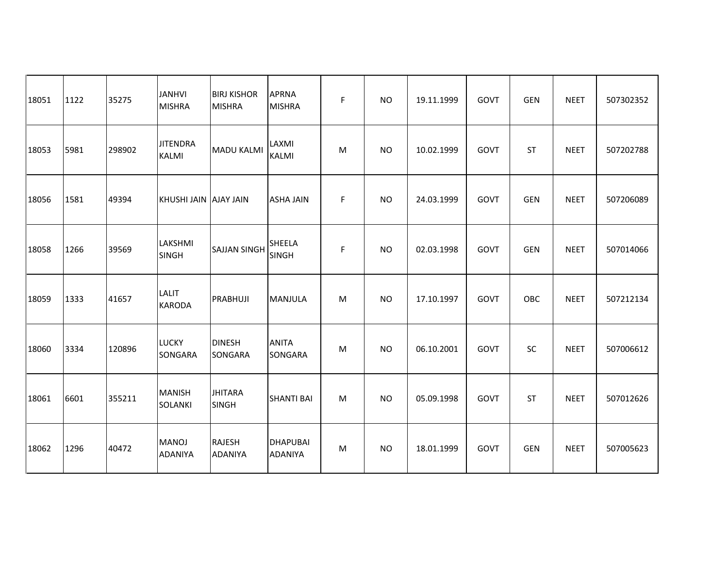| | | | | | | | | | | | | |
|---|---|---|---|---|---|---|---|---|---|---|---|---|
| 18051 | 1122 | 35275 | JANHVI MISHRA | BIRJ KISHOR MISHRA | APRNA MISHRA | F | NO | 19.11.1999 | GOVT | GEN | NEET | 507302352 |
| 18053 | 5981 | 298902 | JITENDRA KALMI | MADU KALMI | LAXMI KALMI | M | NO | 10.02.1999 | GOVT | ST | NEET | 507202788 |
| 18056 | 1581 | 49394 | KHUSHI JAIN | AJAY JAIN | ASHA JAIN | F | NO | 24.03.1999 | GOVT | GEN | NEET | 507206089 |
| 18058 | 1266 | 39569 | LAKSHMI SINGH | SAJJAN SINGH | SHEELA SINGH | F | NO | 02.03.1998 | GOVT | GEN | NEET | 507014066 |
| 18059 | 1333 | 41657 | LALIT KARODA | PRABHUJI | MANJULA | M | NO | 17.10.1997 | GOVT | OBC | NEET | 507212134 |
| 18060 | 3334 | 120896 | LUCKY SONGARA | DINESH SONGARA | ANITA SONGARA | M | NO | 06.10.2001 | GOVT | SC | NEET | 507006612 |
| 18061 | 6601 | 355211 | MANISH SOLANKI | JHITARA SINGH | SHANTI BAI | M | NO | 05.09.1998 | GOVT | ST | NEET | 507012626 |
| 18062 | 1296 | 40472 | MANOJ ADANIYA | RAJESH ADANIYA | DHAPUBAI ADANIYA | M | NO | 18.01.1999 | GOVT | GEN | NEET | 507005623 |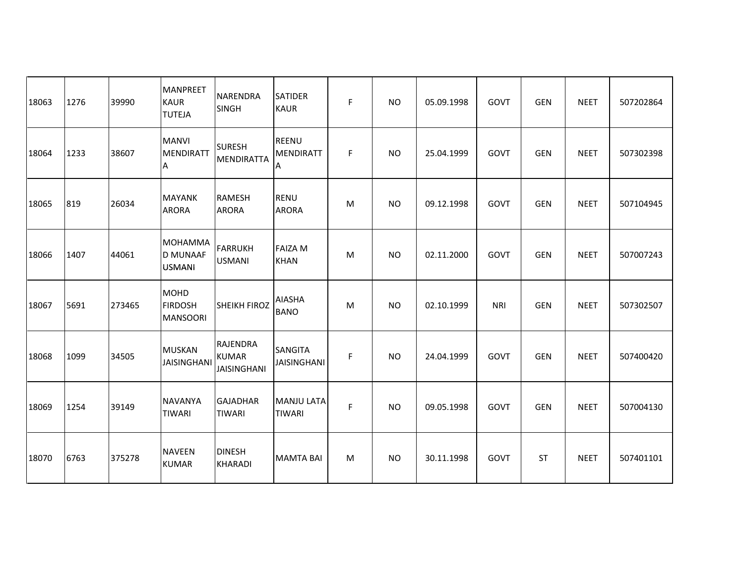| | | | | | | | | | | | | |
|---|---|---|---|---|---|---|---|---|---|---|---|---|
| 18063 | 1276 | 39990 | MANPREET KAUR TUTEJA | NARENDRA SINGH | SATIDER KAUR | F | NO | 05.09.1998 | GOVT | GEN | NEET | 507202864 |
| 18064 | 1233 | 38607 | MANVI MENDIRATTA | SURESH MENDIRATTA | REENU MENDIRATTA | F | NO | 25.04.1999 | GOVT | GEN | NEET | 507302398 |
| 18065 | 819 | 26034 | MAYANK ARORA | RAMESH ARORA | RENU ARORA | M | NO | 09.12.1998 | GOVT | GEN | NEET | 507104945 |
| 18066 | 1407 | 44061 | MOHAMMAD MUNAAF USMANI | FARRUKH USMANI | FAIZA M KHAN | M | NO | 02.11.2000 | GOVT | GEN | NEET | 507007243 |
| 18067 | 5691 | 273465 | MOHD FIRDOSH MANSOORI | SHEIKH FIROZ | AIASHA BANO | M | NO | 02.10.1999 | NRI | GEN | NEET | 507302507 |
| 18068 | 1099 | 34505 | MUSKAN JAISINGHANI | RAJENDRA KUMAR JAISINGHANI | SANGITA JAISINGHANI | F | NO | 24.04.1999 | GOVT | GEN | NEET | 507400420 |
| 18069 | 1254 | 39149 | NAVANYA TIWARI | GAJADHAR TIWARI | MANJU LATA TIWARI | F | NO | 09.05.1998 | GOVT | GEN | NEET | 507004130 |
| 18070 | 6763 | 375278 | NAVEEN KUMAR | DINESH KHARADI | MAMTA BAI | M | NO | 30.11.1998 | GOVT | ST | NEET | 507401101 |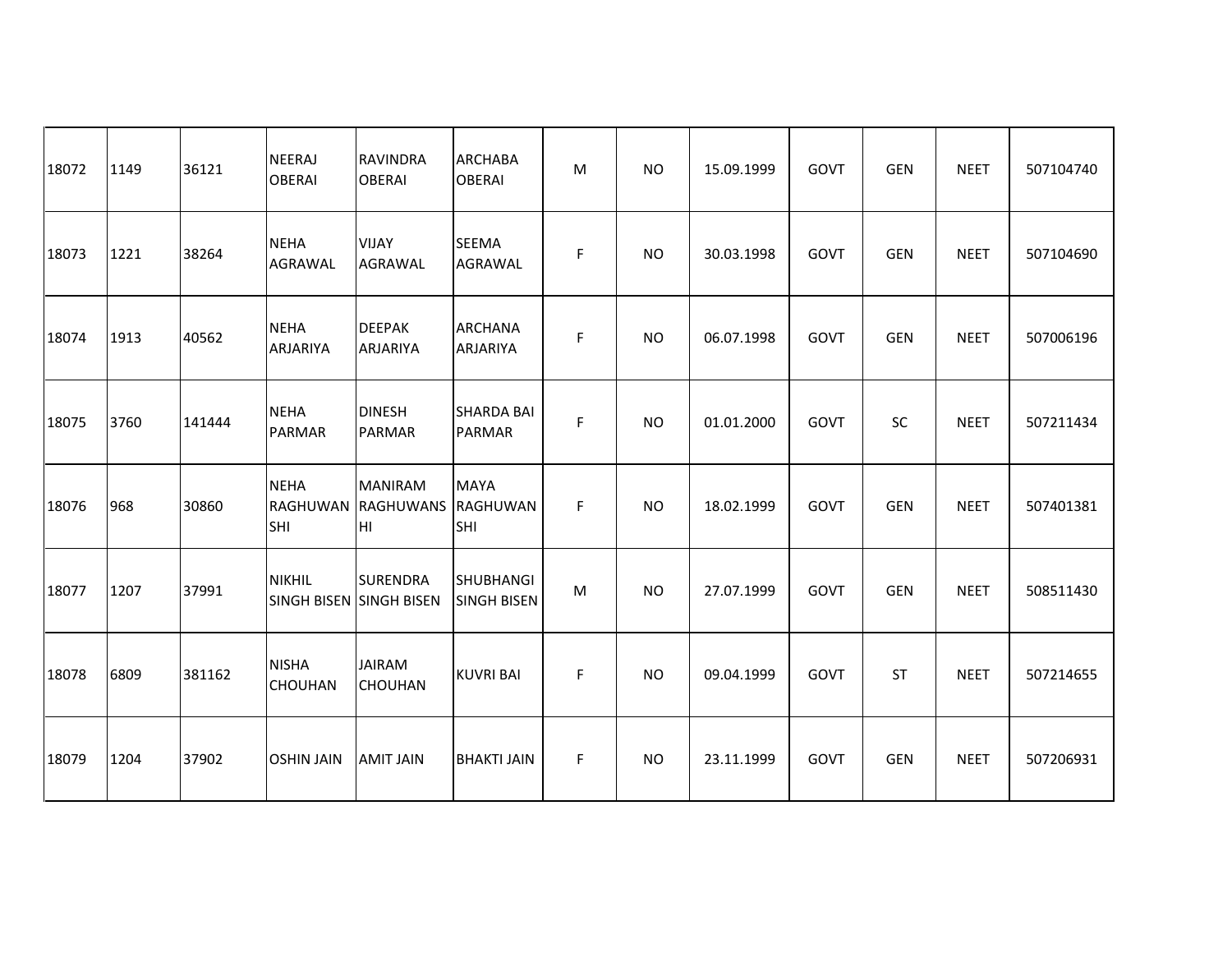| | | | | | | | | | | | | |
|---|---|---|---|---|---|---|---|---|---|---|---|---|
| 18072 | 1149 | 36121 | NEERAJ OBERAI | RAVINDRA OBERAI | ARCHABA OBERAI | M | NO | 15.09.1999 | GOVT | GEN | NEET | 507104740 |
| 18073 | 1221 | 38264 | NEHA AGRAWAL | VIJAY AGRAWAL | SEEMA AGRAWAL | F | NO | 30.03.1998 | GOVT | GEN | NEET | 507104690 |
| 18074 | 1913 | 40562 | NEHA ARJARIYA | DEEPAK ARJARIYA | ARCHANA ARJARIYA | F | NO | 06.07.1998 | GOVT | GEN | NEET | 507006196 |
| 18075 | 3760 | 141444 | NEHA PARMAR | DINESH PARMAR | SHARDA BAI PARMAR | F | NO | 01.01.2000 | GOVT | SC | NEET | 507211434 |
| 18076 | 968 | 30860 | NEHA RAGHUWANSHI | MANIRAM RAGHUWANSHI | MAYA RAGHUWANSHI | F | NO | 18.02.1999 | GOVT | GEN | NEET | 507401381 |
| 18077 | 1207 | 37991 | NIKHIL SINGH BISEN | SURENDRA SINGH BISEN | SHUBHANGI SINGH BISEN | M | NO | 27.07.1999 | GOVT | GEN | NEET | 508511430 |
| 18078 | 6809 | 381162 | NISHA CHOUHAN | JAIRAM CHOUHAN | KUVRI BAI | F | NO | 09.04.1999 | GOVT | ST | NEET | 507214655 |
| 18079 | 1204 | 37902 | OSHIN JAIN | AMIT JAIN | BHAKTI JAIN | F | NO | 23.11.1999 | GOVT | GEN | NEET | 507206931 |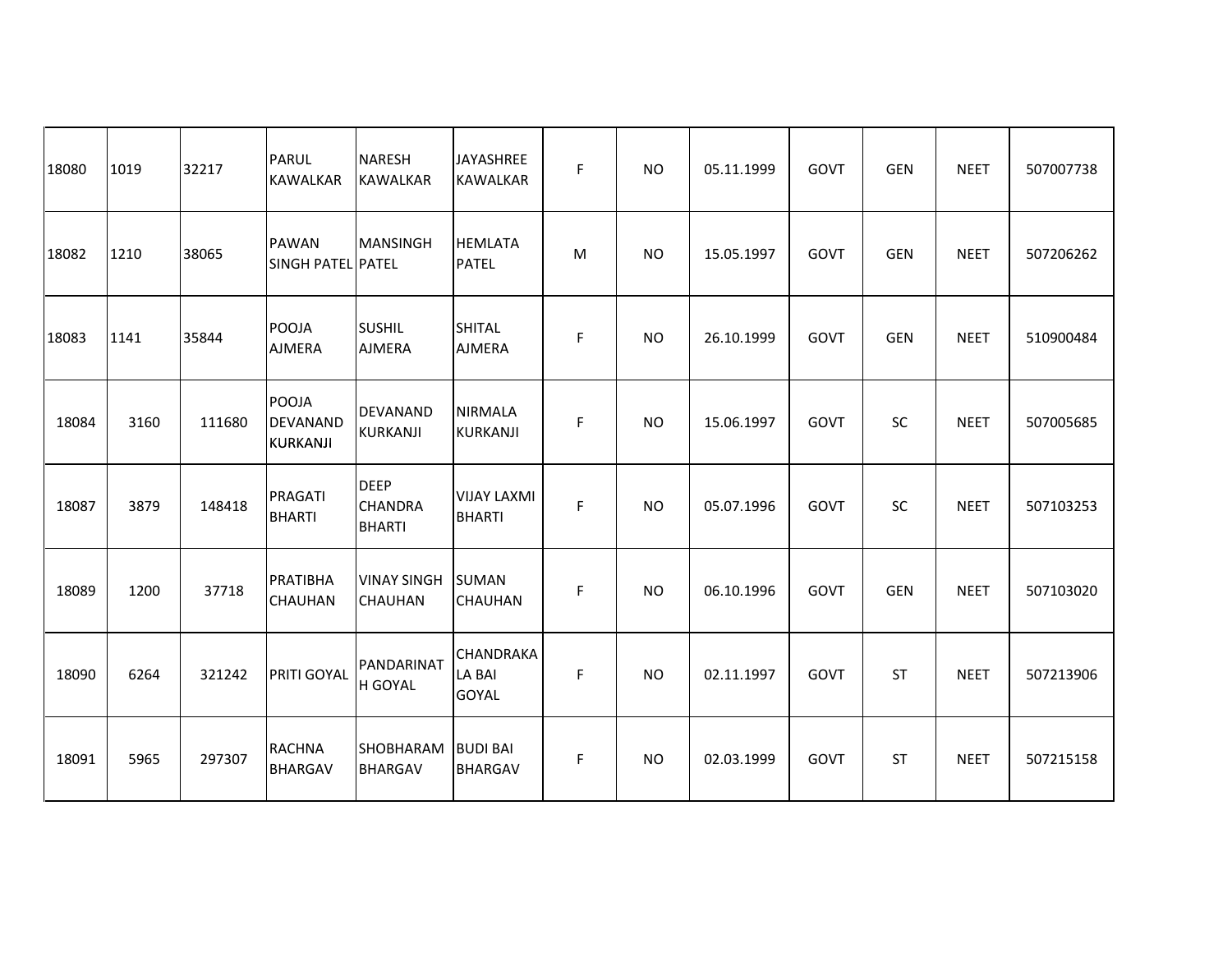| | | | | | | | | | | | | |
|---|---|---|---|---|---|---|---|---|---|---|---|---|
| 18080 | 1019 | 32217 | PARUL KAWALKAR | NARESH KAWALKAR | JAYASHREE KAWALKAR | F | NO | 05.11.1999 | GOVT | GEN | NEET | 507007738 |
| 18082 | 1210 | 38065 | PAWAN SINGH PATEL | MANSINGH PATEL | HEMLATA PATEL | M | NO | 15.05.1997 | GOVT | GEN | NEET | 507206262 |
| 18083 | 1141 | 35844 | POOJA AJMERA | SUSHIL AJMERA | SHITAL AJMERA | F | NO | 26.10.1999 | GOVT | GEN | NEET | 510900484 |
| 18084 | 3160 | 111680 | POOJA DEVANAND KURKANJI | DEVANAND KURKANJI | NIRMALA KURKANJI | F | NO | 15.06.1997 | GOVT | SC | NEET | 507005685 |
| 18087 | 3879 | 148418 | PRAGATI BHARTI | DEEP CHANDRA BHARTI | VIJAY LAXMI BHARTI | F | NO | 05.07.1996 | GOVT | SC | NEET | 507103253 |
| 18089 | 1200 | 37718 | PRATIBHA CHAUHAN | VINAY SINGH CHAUHAN | SUMAN CHAUHAN | F | NO | 06.10.1996 | GOVT | GEN | NEET | 507103020 |
| 18090 | 6264 | 321242 | PRITI GOYAL | PANDARINATH GOYAL | CHANDRAKALA BAI GOYAL | F | NO | 02.11.1997 | GOVT | ST | NEET | 507213906 |
| 18091 | 5965 | 297307 | RACHNA BHARGAV | SHOBHARAM BHARGAV | BUDI BAI BHARGAV | F | NO | 02.03.1999 | GOVT | ST | NEET | 507215158 |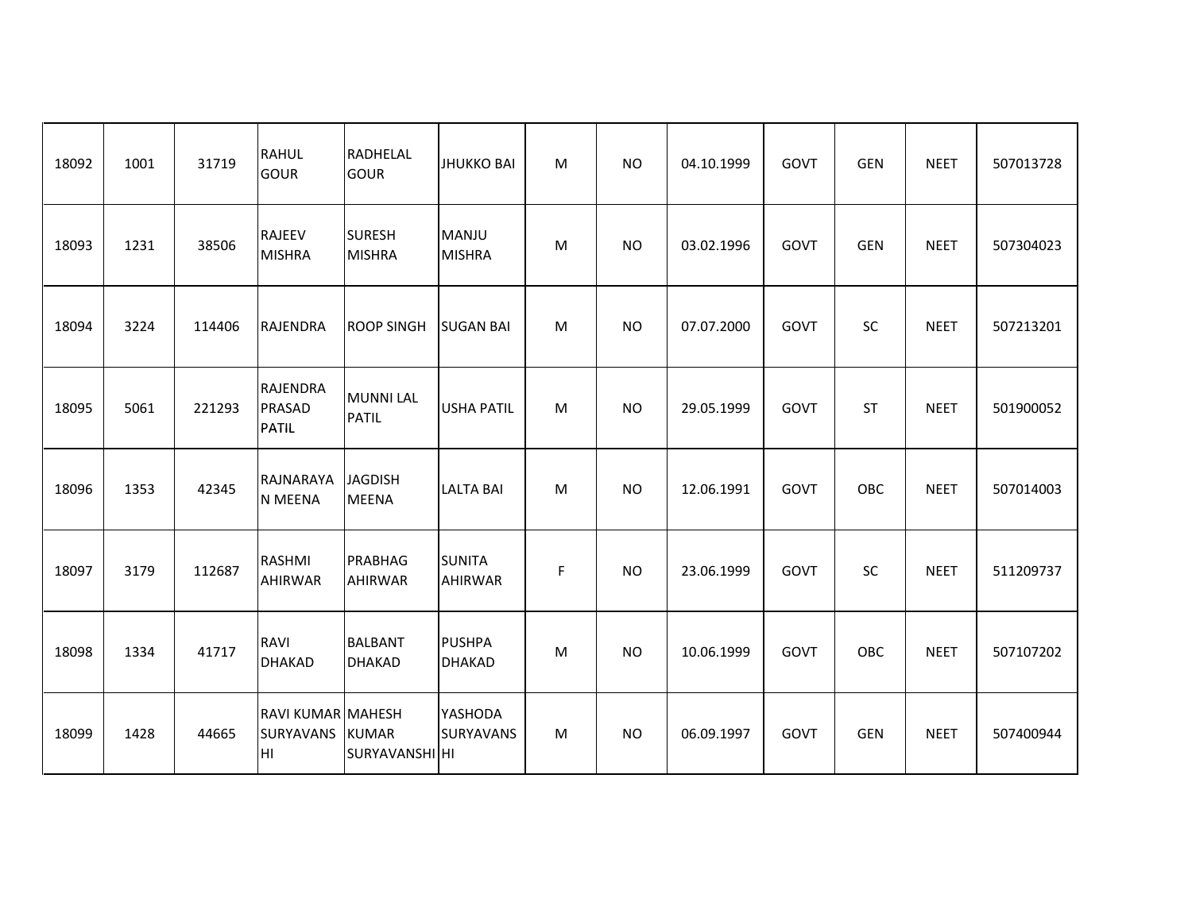| | | | | | | | | | | | | |
|---|---|---|---|---|---|---|---|---|---|---|---|---|
| 18092 | 1001 | 31719 | RAHUL GOUR | RADHELAL GOUR | JHUKKO BAI | M | NO | 04.10.1999 | GOVT | GEN | NEET | 507013728 |
| 18093 | 1231 | 38506 | RAJEEV MISHRA | SURESH MISHRA | MANJU MISHRA | M | NO | 03.02.1996 | GOVT | GEN | NEET | 507304023 |
| 18094 | 3224 | 114406 | RAJENDRA | ROOP SINGH | SUGAN BAI | M | NO | 07.07.2000 | GOVT | SC | NEET | 507213201 |
| 18095 | 5061 | 221293 | RAJENDRA PRASAD PATIL | MUNNI LAL PATIL | USHA PATIL | M | NO | 29.05.1999 | GOVT | ST | NEET | 501900052 |
| 18096 | 1353 | 42345 | RAJNARAYAN MEENA | JAGDISH MEENA | LALTA BAI | M | NO | 12.06.1991 | GOVT | OBC | NEET | 507014003 |
| 18097 | 3179 | 112687 | RASHMI AHIRWAR | PRABHAG AHIRWAR | SUNITA AHIRWAR | F | NO | 23.06.1999 | GOVT | SC | NEET | 511209737 |
| 18098 | 1334 | 41717 | RAVI DHAKAD | BALBANT DHAKAD | PUSHPA DHAKAD | M | NO | 10.06.1999 | GOVT | OBC | NEET | 507107202 |
| 18099 | 1428 | 44665 | RAVI KUMAR SURYAVANSHI | MAHESH KUMAR SURYAVANSHI | YASHODA SURYAVANSHI | M | NO | 06.09.1997 | GOVT | GEN | NEET | 507400944 |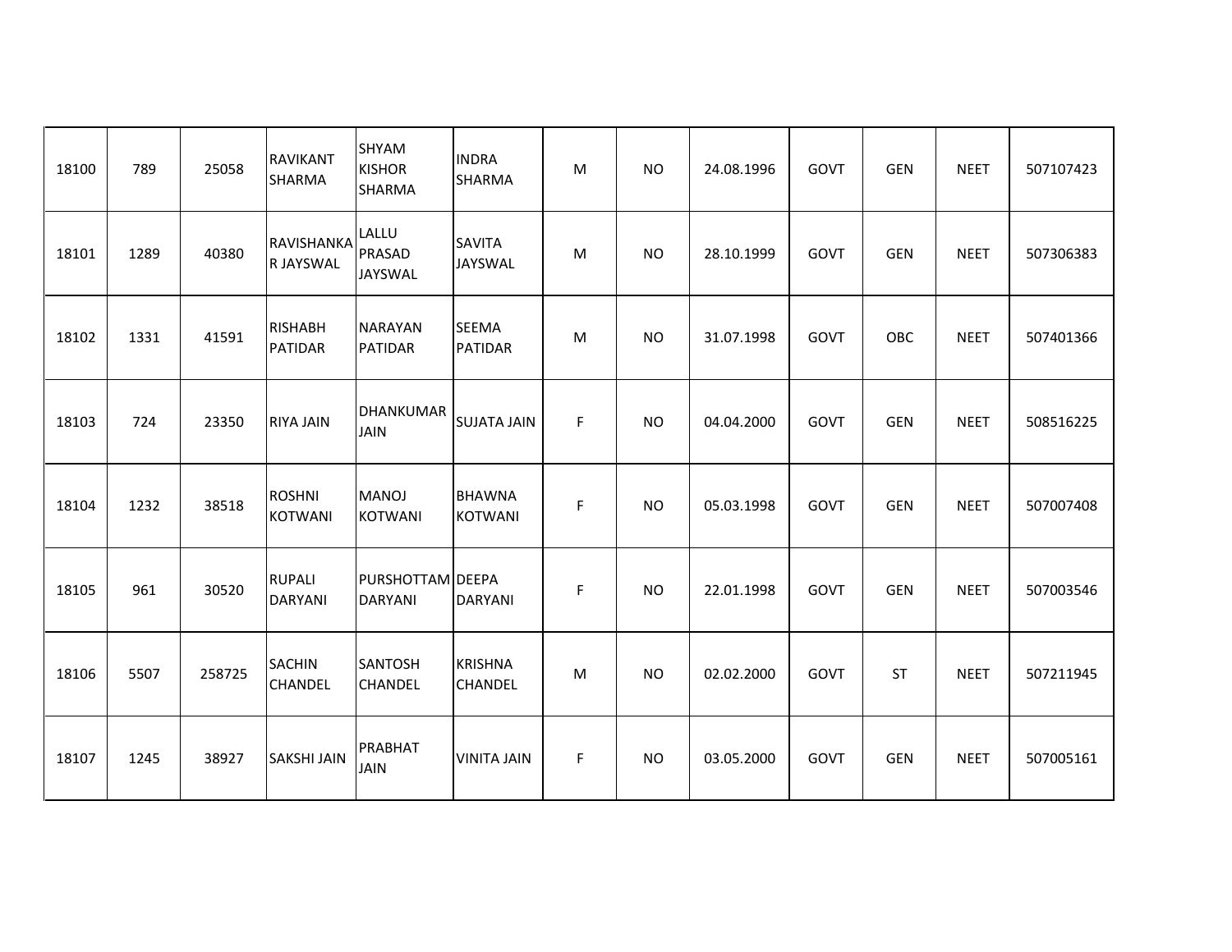| | | | | | | | | | | | | |
|---|---|---|---|---|---|---|---|---|---|---|---|---|
| 18100 | 789 | 25058 | RAVIKANT SHARMA | SHYAM KISHOR SHARMA | INDRA SHARMA | M | NO | 24.08.1996 | GOVT | GEN | NEET | 507107423 |
| 18101 | 1289 | 40380 | RAVISHANKAR JAYSWAL | LALLU PRASAD JAYSWAL | SAVITA JAYSWAL | M | NO | 28.10.1999 | GOVT | GEN | NEET | 507306383 |
| 18102 | 1331 | 41591 | RISHABH PATIDAR | NARAYAN PATIDAR | SEEMA PATIDAR | M | NO | 31.07.1998 | GOVT | OBC | NEET | 507401366 |
| 18103 | 724 | 23350 | RIYA JAIN | DHANKUMAR JAIN | SUJATA JAIN | F | NO | 04.04.2000 | GOVT | GEN | NEET | 508516225 |
| 18104 | 1232 | 38518 | ROSHNI KOTWANI | MANOJ KOTWANI | BHAWNA KOTWANI | F | NO | 05.03.1998 | GOVT | GEN | NEET | 507007408 |
| 18105 | 961 | 30520 | RUPALI DARYANI | PURSHOTTAM DARYANI | DEEPA DARYANI | F | NO | 22.01.1998 | GOVT | GEN | NEET | 507003546 |
| 18106 | 5507 | 258725 | SACHIN CHANDEL | SANTOSH CHANDEL | KRISHNA CHANDEL | M | NO | 02.02.2000 | GOVT | ST | NEET | 507211945 |
| 18107 | 1245 | 38927 | SAKSHI JAIN | PRABHAT JAIN | VINITA JAIN | F | NO | 03.05.2000 | GOVT | GEN | NEET | 507005161 |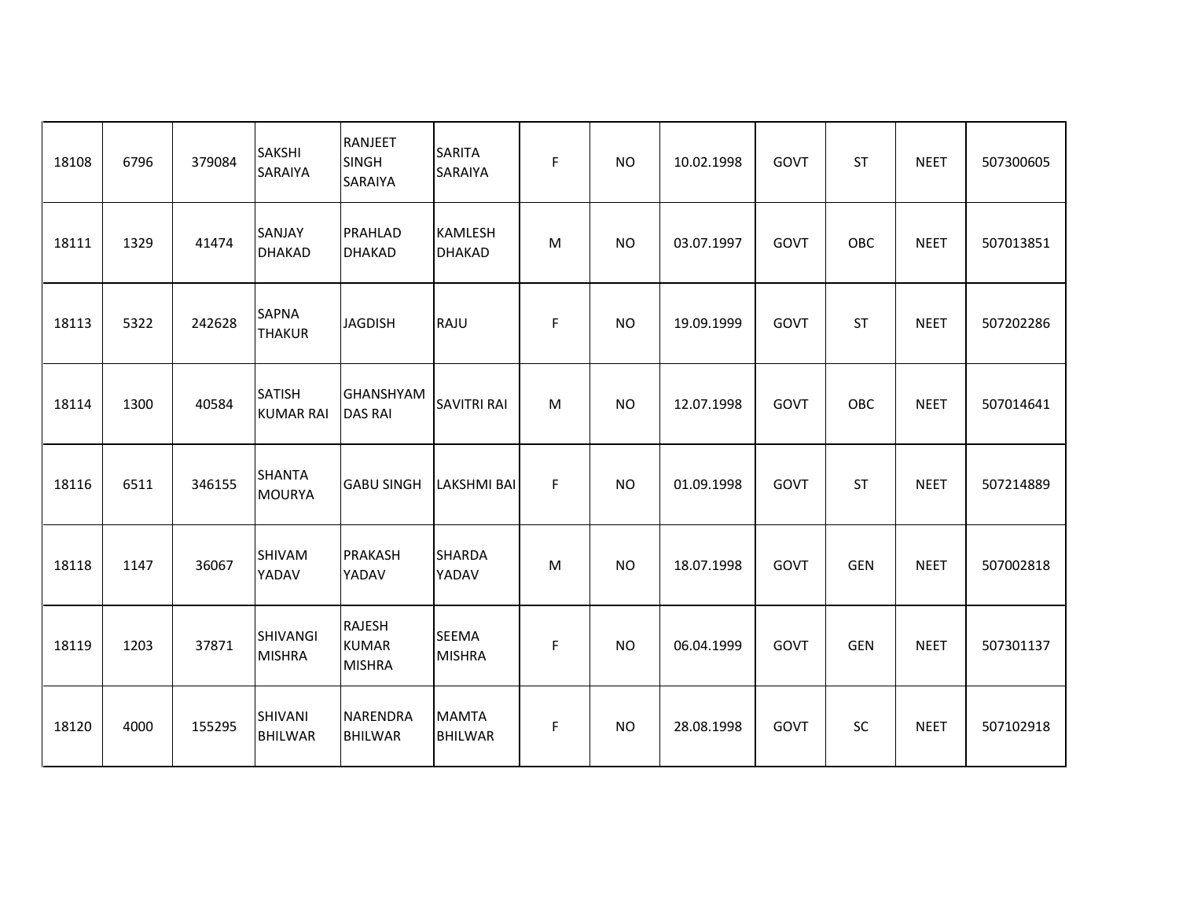| | | | | | | | | | | | | |
|---|---|---|---|---|---|---|---|---|---|---|---|---|
| 18108 | 6796 | 379084 | SAKSHI SARAIYA | RANJEET SINGH SARAIYA | SARITA SARAIYA | F | NO | 10.02.1998 | GOVT | ST | NEET | 507300605 |
| 18111 | 1329 | 41474 | SANJAY DHAKAD | PRAHLAD DHAKAD | KAMLESH DHAKAD | M | NO | 03.07.1997 | GOVT | OBC | NEET | 507013851 |
| 18113 | 5322 | 242628 | SAPNA THAKUR | JAGDISH | RAJU | F | NO | 19.09.1999 | GOVT | ST | NEET | 507202286 |
| 18114 | 1300 | 40584 | SATISH KUMAR RAI | GHANSHYAM DAS RAI | SAVITRI RAI | M | NO | 12.07.1998 | GOVT | OBC | NEET | 507014641 |
| 18116 | 6511 | 346155 | SHANTA MOURYA | GABU SINGH | LAKSHMI BAI | F | NO | 01.09.1998 | GOVT | ST | NEET | 507214889 |
| 18118 | 1147 | 36067 | SHIVAM YADAV | PRAKASH YADAV | SHARDA YADAV | M | NO | 18.07.1998 | GOVT | GEN | NEET | 507002818 |
| 18119 | 1203 | 37871 | SHIVANGI MISHRA | RAJESH KUMAR MISHRA | SEEMA MISHRA | F | NO | 06.04.1999 | GOVT | GEN | NEET | 507301137 |
| 18120 | 4000 | 155295 | SHIVANI BHILWAR | NARENDRA BHILWAR | MAMTA BHILWAR | F | NO | 28.08.1998 | GOVT | SC | NEET | 507102918 |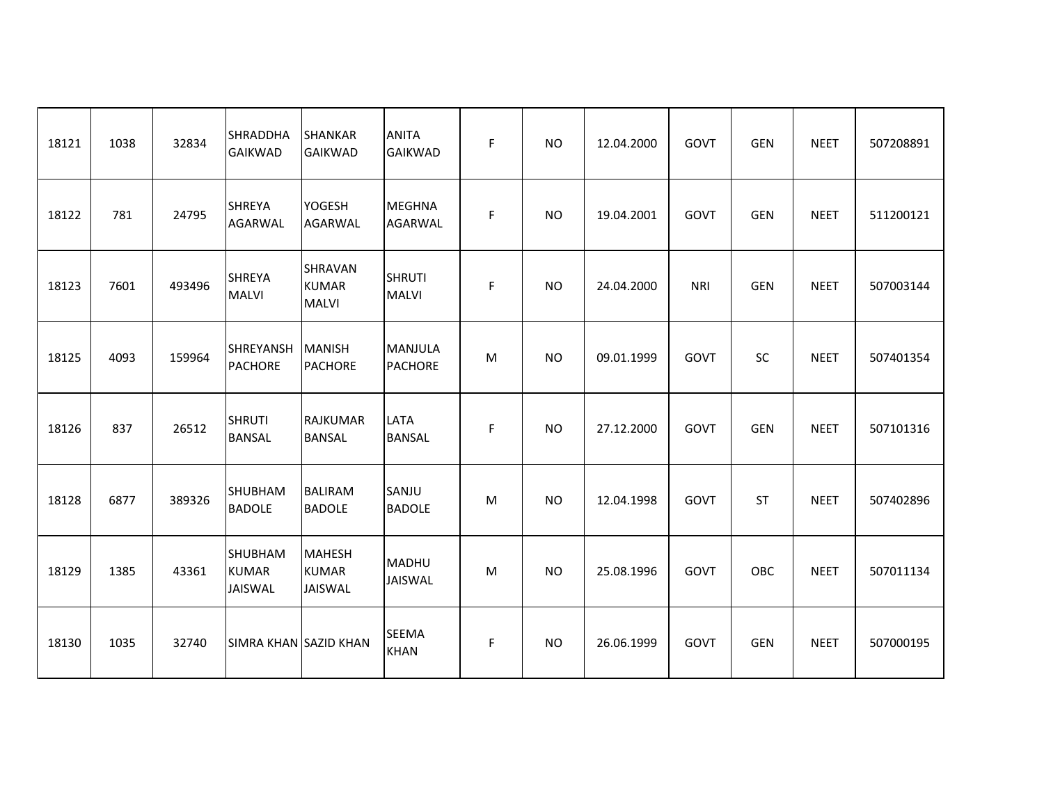| | | | | | | | | | | | | |
|---|---|---|---|---|---|---|---|---|---|---|---|---|
| 18121 | 1038 | 32834 | SHRADDHA GAIKWAD | SHANKAR GAIKWAD | ANITA GAIKWAD | F | NO | 12.04.2000 | GOVT | GEN | NEET | 507208891 |
| 18122 | 781 | 24795 | SHREYA AGARWAL | YOGESH AGARWAL | MEGHNA AGARWAL | F | NO | 19.04.2001 | GOVT | GEN | NEET | 511200121 |
| 18123 | 7601 | 493496 | SHREYA MALVI | SHRAVAN KUMAR MALVI | SHRUTI MALVI | F | NO | 24.04.2000 | NRI | GEN | NEET | 507003144 |
| 18125 | 4093 | 159964 | SHREYANSH PACHORE | MANISH PACHORE | MANJULA PACHORE | M | NO | 09.01.1999 | GOVT | SC | NEET | 507401354 |
| 18126 | 837 | 26512 | SHRUTI BANSAL | RAJKUMAR BANSAL | LATA BANSAL | F | NO | 27.12.2000 | GOVT | GEN | NEET | 507101316 |
| 18128 | 6877 | 389326 | SHUBHAM BADOLE | BALIRAM BADOLE | SANJU BADOLE | M | NO | 12.04.1998 | GOVT | ST | NEET | 507402896 |
| 18129 | 1385 | 43361 | SHUBHAM KUMAR JAISWAL | MAHESH KUMAR JAISWAL | MADHU JAISWAL | M | NO | 25.08.1996 | GOVT | OBC | NEET | 507011134 |
| 18130 | 1035 | 32740 | SIMRA KHAN | SAZID KHAN | SEEMA KHAN | F | NO | 26.06.1999 | GOVT | GEN | NEET | 507000195 |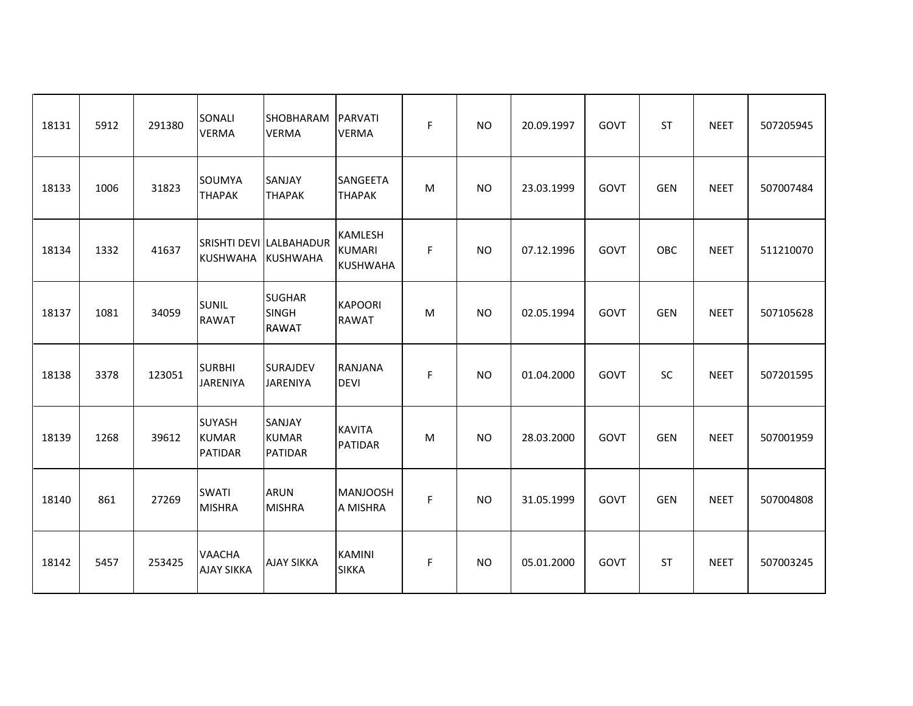| | | | | | | | | | | | | |
|---|---|---|---|---|---|---|---|---|---|---|---|---|
| 18131 | 5912 | 291380 | SONALI VERMA | SHOBHARAM VERMA | PARVATI VERMA | F | NO | 20.09.1997 | GOVT | ST | NEET | 507205945 |
| 18133 | 1006 | 31823 | SOUMYA THAPAK | SANJAY THAPAK | SANGEETA THAPAK | M | NO | 23.03.1999 | GOVT | GEN | NEET | 507007484 |
| 18134 | 1332 | 41637 | SRISHTI DEVI KUSHWAHA | LALBAHADUR KUSHWAHA | KAMLESH KUMARI KUSHWAHA | F | NO | 07.12.1996 | GOVT | OBC | NEET | 511210070 |
| 18137 | 1081 | 34059 | SUNIL RAWAT | SUGHAR SINGH RAWAT | KAPOORI RAWAT | M | NO | 02.05.1994 | GOVT | GEN | NEET | 507105628 |
| 18138 | 3378 | 123051 | SURBHI JARENIYA | SURAJDEV JARENIYA | RANJANA DEVI | F | NO | 01.04.2000 | GOVT | SC | NEET | 507201595 |
| 18139 | 1268 | 39612 | SUYASH KUMAR PATIDAR | SANJAY KUMAR PATIDAR | KAVITA PATIDAR | M | NO | 28.03.2000 | GOVT | GEN | NEET | 507001959 |
| 18140 | 861 | 27269 | SWATI MISHRA | ARUN MISHRA | MANJOOSHA MISHRA | F | NO | 31.05.1999 | GOVT | GEN | NEET | 507004808 |
| 18142 | 5457 | 253425 | VAACHA AJAY SIKKA | AJAY SIKKA | KAMINI SIKKA | F | NO | 05.01.2000 | GOVT | ST | NEET | 507003245 |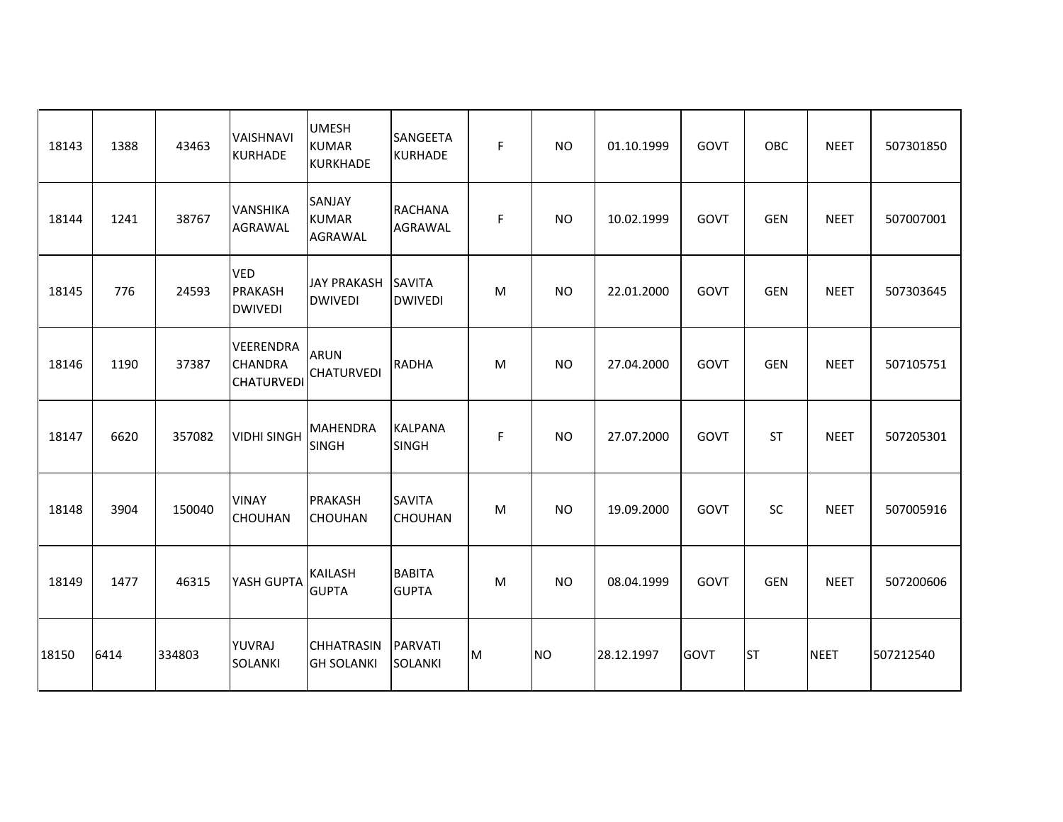| | | | | | | | | | | | | |
|---|---|---|---|---|---|---|---|---|---|---|---|---|
| 18143 | 1388 | 43463 | VAISHNAVI KURHADE | UMESH KUMAR KURKHADE | SANGEETA KURHADE | F | NO | 01.10.1999 | GOVT | OBC | NEET | 507301850 |
| 18144 | 1241 | 38767 | VANSHIKA AGRAWAL | SANJAY KUMAR AGRAWAL | RACHANA AGRAWAL | F | NO | 10.02.1999 | GOVT | GEN | NEET | 507007001 |
| 18145 | 776 | 24593 | VED PRAKASH DWIVEDI | JAY PRAKASH DWIVEDI | SAVITA DWIVEDI | M | NO | 22.01.2000 | GOVT | GEN | NEET | 507303645 |
| 18146 | 1190 | 37387 | VEERENDRA CHANDRA CHATURVEDI | ARUN CHATURVEDI | RADHA | M | NO | 27.04.2000 | GOVT | GEN | NEET | 507105751 |
| 18147 | 6620 | 357082 | VIDHI SINGH | MAHENDRA SINGH | KALPANA SINGH | F | NO | 27.07.2000 | GOVT | ST | NEET | 507205301 |
| 18148 | 3904 | 150040 | VINAY CHOUHAN | PRAKASH CHOUHAN | SAVITA CHOUHAN | M | NO | 19.09.2000 | GOVT | SC | NEET | 507005916 |
| 18149 | 1477 | 46315 | YASH GUPTA | KAILASH GUPTA | BABITA GUPTA | M | NO | 08.04.1999 | GOVT | GEN | NEET | 507200606 |
| 18150 | 6414 | 334803 | YUVRAJ SOLANKI | CHHATRASINGH SOLANKI | PARVATI SOLANKI | M | NO | 28.12.1997 | GOVT | ST | NEET | 507212540 |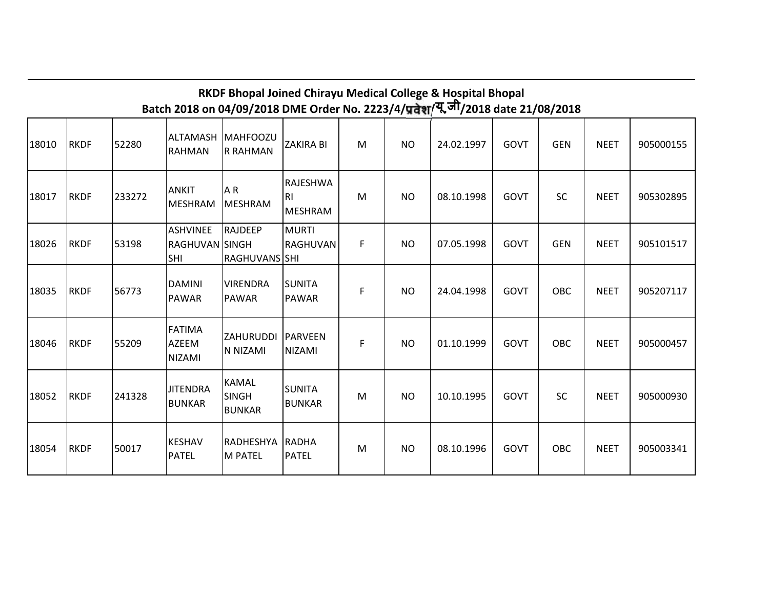## RKDF Bhopal Joined Chirayu Medical College & Hospital Bhopal

## Batch 2018 on 04/09/2018 DME Order No. 2223/4/प्रवेश/यू.जी/2018 date 21/08/2018

| | | | | | | | | | | | | |
|---|---|---|---|---|---|---|---|---|---|---|---|---|
| 18010 | RKDF | 52280 | ALTAMASH RAHMAN | MAHFOOZUR RAHMAN | ZAKIRA BI | M | NO | 24.02.1997 | GOVT | GEN | NEET | 905000155 |
| 18017 | RKDF | 233272 | ANKIT MESHRAM | A R MESHRAM | RAJESHWARI MESHRAM | M | NO | 08.10.1998 | GOVT | SC | NEET | 905302895 |
| 18026 | RKDF | 53198 | ASHVINEE RAGHUVANSHI | RAJDEEP SINGH RAGHUVANSHI | MURTI RAGHUVANSHI | F | NO | 07.05.1998 | GOVT | GEN | NEET | 905101517 |
| 18035 | RKDF | 56773 | DAMINI PAWAR | VIRENDRA PAWAR | SUNITA PAWAR | F | NO | 24.04.1998 | GOVT | OBC | NEET | 905207117 |
| 18046 | RKDF | 55209 | FATIMA AZEEM NIZAMI | ZAHURUDDIN NIZAMI | PARVEEN NIZAMI | F | NO | 01.10.1999 | GOVT | OBC | NEET | 905000457 |
| 18052 | RKDF | 241328 | JITENDRA BUNKAR | KAMAL SINGH BUNKAR | SUNITA BUNKAR | M | NO | 10.10.1995 | GOVT | SC | NEET | 905000930 |
| 18054 | RKDF | 50017 | KESHAV PATEL | RADHESHYAM PATEL | RADHA PATEL | M | NO | 08.10.1996 | GOVT | OBC | NEET | 905003341 |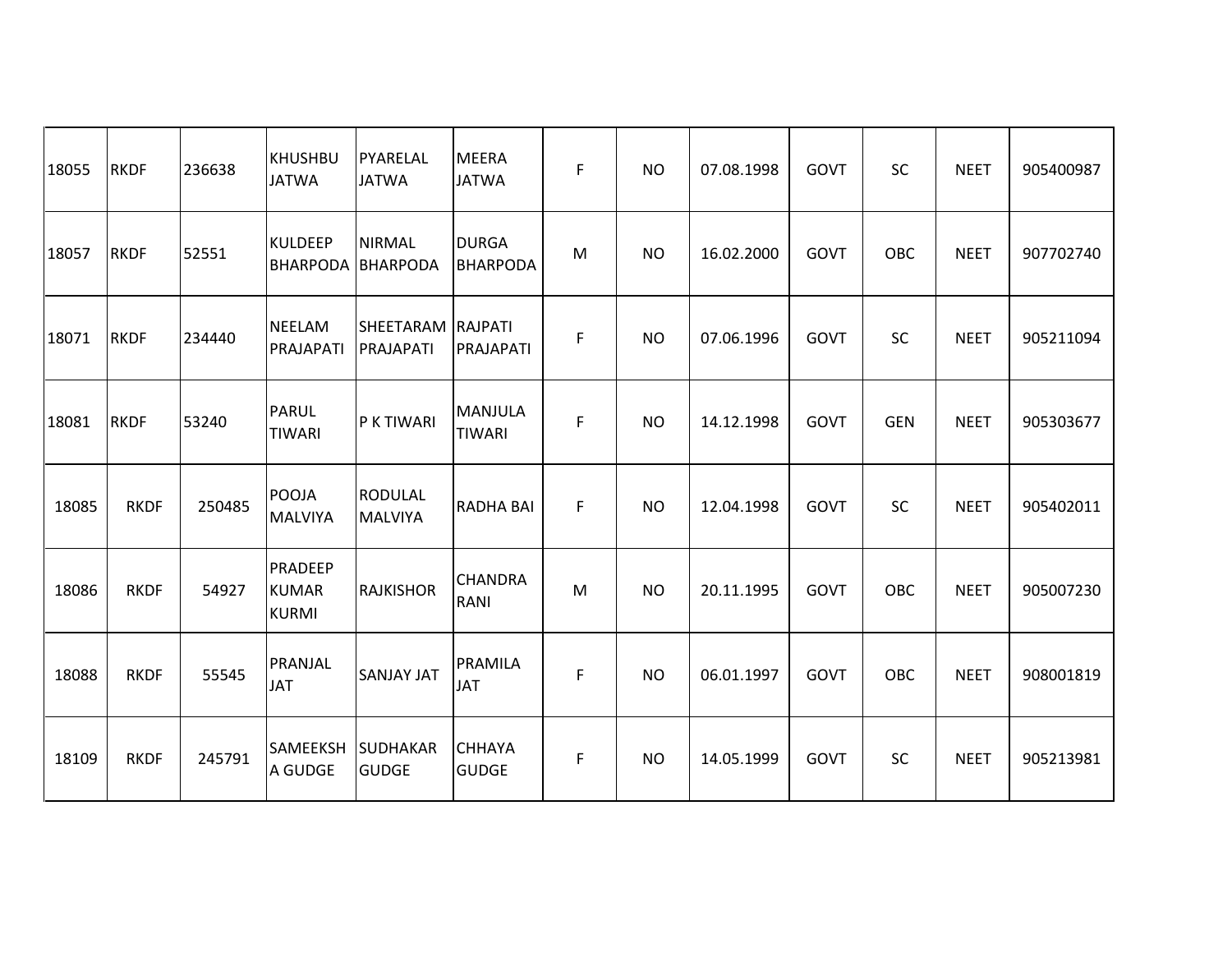| | | | | | | | | | | | | |
|---|---|---|---|---|---|---|---|---|---|---|---|---|
| 18055 | RKDF | 236638 | KHUSHBU JATWA | PYARELAL JATWA | MEERA JATWA | F | NO | 07.08.1998 | GOVT | SC | NEET | 905400987 |
| 18057 | RKDF | 52551 | KULDEEP BHARPODA | NIRMAL BHARPODA | DURGA BHARPODA | M | NO | 16.02.2000 | GOVT | OBC | NEET | 907702740 |
| 18071 | RKDF | 234440 | NEELAM PRAJAPATI | SHEETARAM PRAJAPATI | RAJPATI PRAJAPATI | F | NO | 07.06.1996 | GOVT | SC | NEET | 905211094 |
| 18081 | RKDF | 53240 | PARUL TIWARI | P K TIWARI | MANJULA TIWARI | F | NO | 14.12.1998 | GOVT | GEN | NEET | 905303677 |
| 18085 | RKDF | 250485 | POOJA MALVIYA | RODULAL MALVIYA | RADHA BAI | F | NO | 12.04.1998 | GOVT | SC | NEET | 905402011 |
| 18086 | RKDF | 54927 | PRADEEP KUMAR KURMI | RAJKISHOR | CHANDRA RANI | M | NO | 20.11.1995 | GOVT | OBC | NEET | 905007230 |
| 18088 | RKDF | 55545 | PRANJAL JAT | SANJAY JAT | PRAMILA JAT | F | NO | 06.01.1997 | GOVT | OBC | NEET | 908001819 |
| 18109 | RKDF | 245791 | SAMEEKSHA GUDGE | SUDHAKAR GUDGE | CHHAYA GUDGE | F | NO | 14.05.1999 | GOVT | SC | NEET | 905213981 |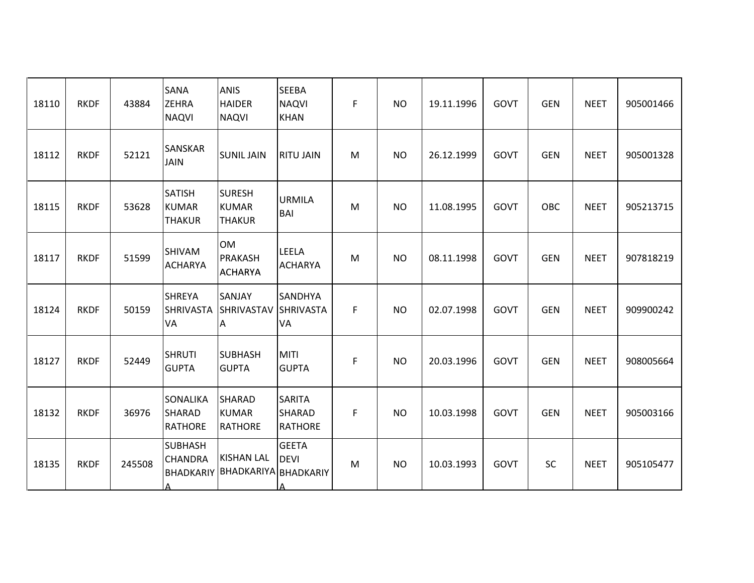| | | | | | | | | | | | | |
|---|---|---|---|---|---|---|---|---|---|---|---|---|
| 18110 | RKDF | 43884 | SANA ZEHRA NAQVI | ANIS HAIDER NAQVI | SEEBA NAQVI KHAN | F | NO | 19.11.1996 | GOVT | GEN | NEET | 905001466 |
| 18112 | RKDF | 52121 | SANSKAR JAIN | SUNIL JAIN | RITU JAIN | M | NO | 26.12.1999 | GOVT | GEN | NEET | 905001328 |
| 18115 | RKDF | 53628 | SATISH KUMAR THAKUR | SURESH KUMAR THAKUR | URMILA BAI | M | NO | 11.08.1995 | GOVT | OBC | NEET | 905213715 |
| 18117 | RKDF | 51599 | SHIVAM ACHARYA | OM PRAKASH ACHARYA | LEELA ACHARYA | M | NO | 08.11.1998 | GOVT | GEN | NEET | 907818219 |
| 18124 | RKDF | 50159 | SHREYA SHRIVASTAVA | SANJAY SHRIVASTAVA | SANDHYA SHRIVASTAVA | F | NO | 02.07.1998 | GOVT | GEN | NEET | 909900242 |
| 18127 | RKDF | 52449 | SHRUTI GUPTA | SUBHASH GUPTA | MITI GUPTA | F | NO | 20.03.1996 | GOVT | GEN | NEET | 908005664 |
| 18132 | RKDF | 36976 | SONALIKA SHARAD RATHORE | SHARAD KUMAR RATHORE | SARITA SHARAD RATHORE | F | NO | 10.03.1998 | GOVT | GEN | NEET | 905003166 |
| 18135 | RKDF | 245508 | SUBHASH CHANDRA BHADKARIYA | KISHAN LAL BHADKARIYA | GEETA DEVI BHADKARIYA | M | NO | 10.03.1993 | GOVT | SC | NEET | 905105477 |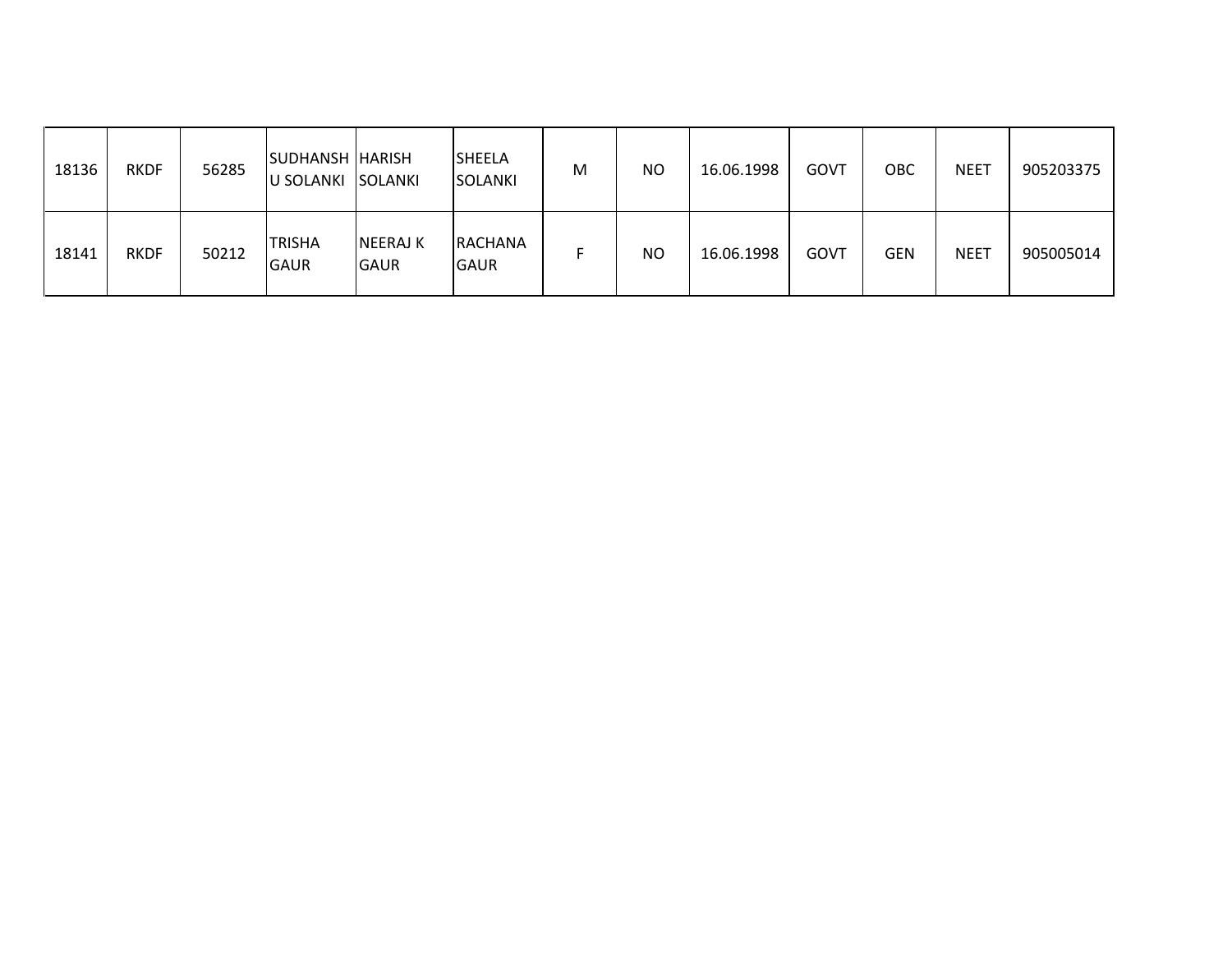| | | | | | | | | | | | | |
|---|---|---|---|---|---|---|---|---|---|---|---|---|
| 18136 | RKDF | 56285 | SUDHANSHU SOLANKI | HARISH SOLANKI | SHEELA SOLANKI | M | NO | 16.06.1998 | GOVT | OBC | NEET | 905203375 |
| 18141 | RKDF | 50212 | TRISHA GAUR | NEERAJ K GAUR | RACHANA GAUR | F | NO | 16.06.1998 | GOVT | GEN | NEET | 905005014 |